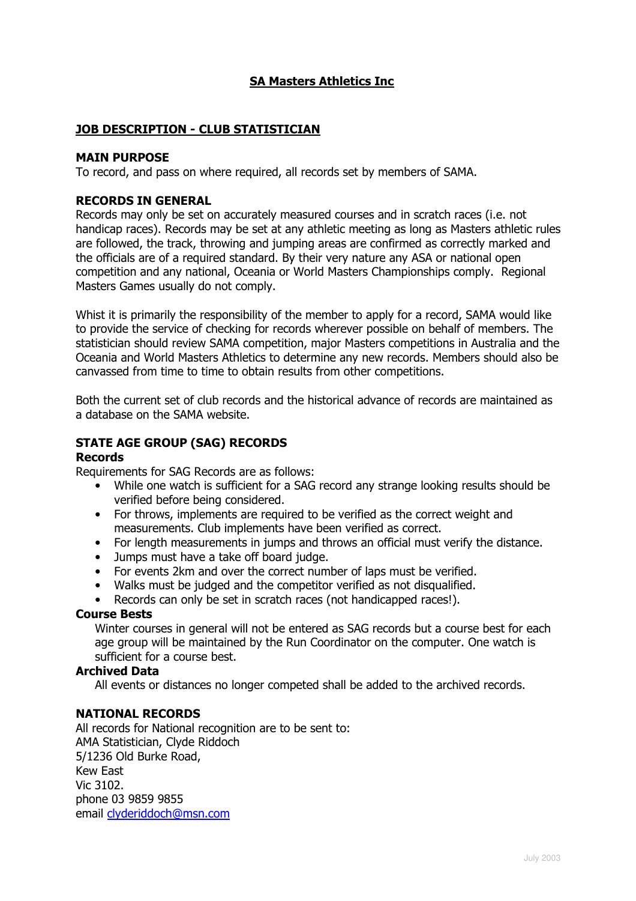# SA Masters Athletics Inc

## JOB DESCRIPTION - CLUB STATISTICIAN

### MAIN PURPOSE

To record, and pass on where required, all records set by members of SAMA.

### RECORDS IN GENERAL

Records may only be set on accurately measured courses and in scratch races (i.e. not handicap races). Records may be set at any athletic meeting as long as Masters athletic rules are followed, the track, throwing and jumping areas are confirmed as correctly marked and the officials are of a required standard. By their very nature any ASA or national open competition and any national, Oceania or World Masters Championships comply. Regional Masters Games usually do not comply.

Whist it is primarily the responsibility of the member to apply for a record, SAMA would like to provide the service of checking for records wherever possible on behalf of members. The statistician should review SAMA competition, major Masters competitions in Australia and the Oceania and World Masters Athletics to determine any new records. Members should also be canvassed from time to time to obtain results from other competitions.

Both the current set of club records and the historical advance of records are maintained as a database on the SAMA website.

### STATE AGE GROUP (SAG) RECORDS

#### Records

Requirements for SAG Records are as follows:

- While one watch is sufficient for a SAG record any strange looking results should be verified before being considered.
- For throws, implements are required to be verified as the correct weight and measurements. Club implements have been verified as correct.
- For length measurements in jumps and throws an official must verify the distance.
- Jumps must have a take off board judge.
- For events 2km and over the correct number of laps must be verified.
- Walks must be judged and the competitor verified as not disqualified.
- Records can only be set in scratch races (not handicapped races!).

#### Course Bests

Winter courses in general will not be entered as SAG records but a course best for each age group will be maintained by the Run Coordinator on the computer. One watch is sufficient for a course best.

#### Archived Data

All events or distances no longer competed shall be added to the archived records.

### NATIONAL RECORDS

All records for National recognition are to be sent to:
AMA Statistician, Clyde Riddoch
5/1236 Old Burke Road,
Kew East
Vic 3102.
phone 03 9859 9855
email clyderiddoch@msn.com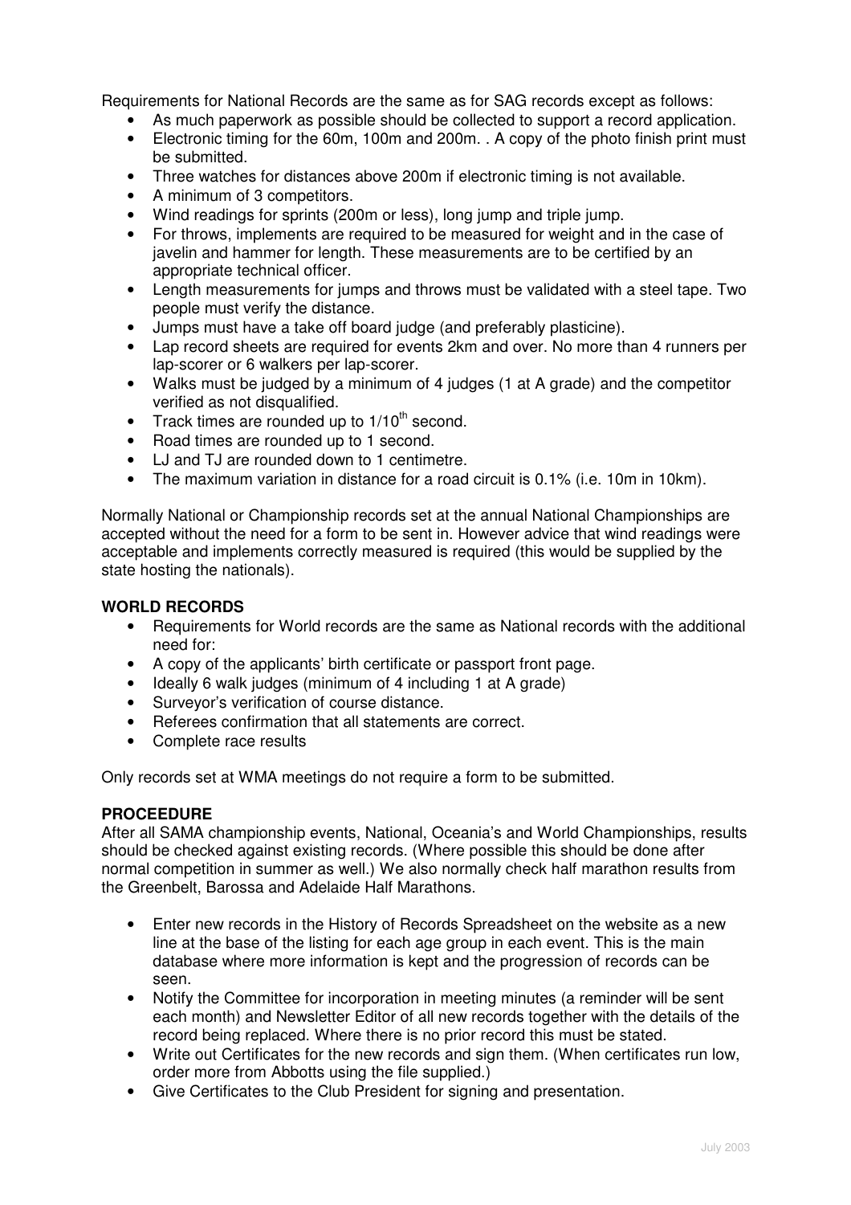Requirements for National Records are the same as for SAG records except as follows:

- As much paperwork as possible should be collected to support a record application.
- Electronic timing for the 60m, 100m and 200m. . A copy of the photo finish print must be submitted.
- Three watches for distances above 200m if electronic timing is not available.
- A minimum of 3 competitors.
- Wind readings for sprints (200m or less), long jump and triple jump.
- For throws, implements are required to be measured for weight and in the case of javelin and hammer for length. These measurements are to be certified by an appropriate technical officer.
- Length measurements for jumps and throws must be validated with a steel tape. Two people must verify the distance.
- Jumps must have a take off board judge (and preferably plasticine).
- Lap record sheets are required for events 2km and over. No more than 4 runners per lap-scorer or 6 walkers per lap-scorer.
- Walks must be judged by a minimum of 4 judges (1 at A grade) and the competitor verified as not disqualified.
- Track times are rounded up to 1/10th second.
- Road times are rounded up to 1 second.
- LJ and TJ are rounded down to 1 centimetre.
- The maximum variation in distance for a road circuit is 0.1% (i.e. 10m in 10km).

Normally National or Championship records set at the annual National Championships are accepted without the need for a form to be sent in. However advice that wind readings were acceptable and implements correctly measured is required (this would be supplied by the state hosting the nationals).

**WORLD RECORDS**

- Requirements for World records are the same as National records with the additional need for:
- A copy of the applicants' birth certificate or passport front page.
- Ideally 6 walk judges (minimum of 4 including 1 at A grade)
- Surveyor's verification of course distance.
- Referees confirmation that all statements are correct.
- Complete race results

Only records set at WMA meetings do not require a form to be submitted.

**PROCEEDURE**

After all SAMA championship events, National, Oceania's and World Championships, results should be checked against existing records. (Where possible this should be done after normal competition in summer as well.) We also normally check half marathon results from the Greenbelt, Barossa and Adelaide Half Marathons.

- Enter new records in the History of Records Spreadsheet on the website as a new line at the base of the listing for each age group in each event. This is the main database where more information is kept and the progression of records can be seen.
- Notify the Committee for incorporation in meeting minutes (a reminder will be sent each month) and Newsletter Editor of all new records together with the details of the record being replaced. Where there is no prior record this must be stated.
- Write out Certificates for the new records and sign them. (When certificates run low, order more from Abbotts using the file supplied.)
- Give Certificates to the Club President for signing and presentation.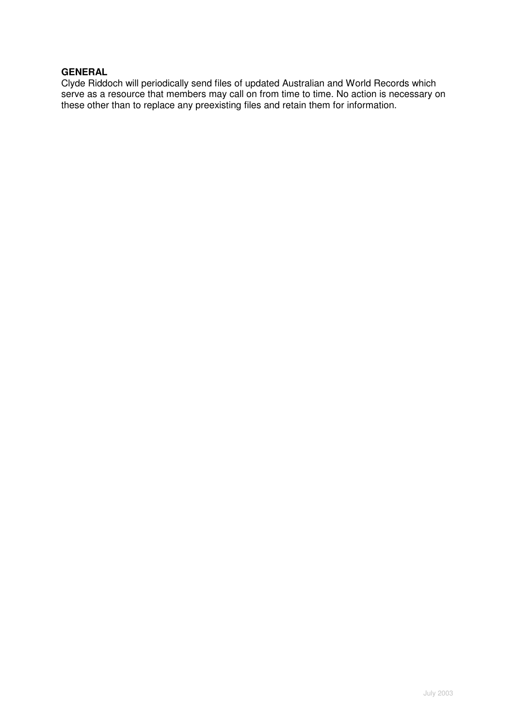**GENERAL**

Clyde Riddoch will periodically send files of updated Australian and World Records which serve as a resource that members may call on from time to time. No action is necessary on these other than to replace any preexisting files and retain them for information.